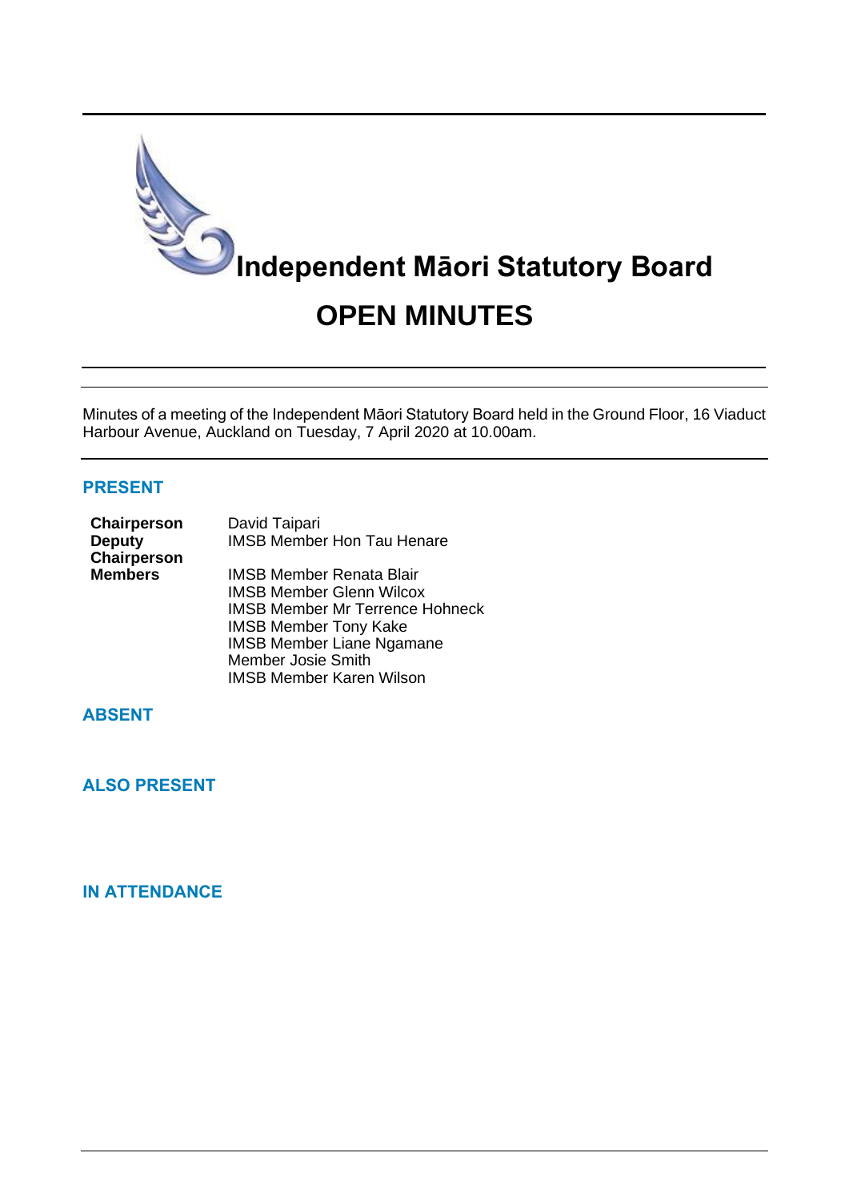# Independent Māori Statutory Board

# OPEN MINUTES

Minutes of a meeting of the Independent Māori Statutory Board held in the Ground Floor, 16 Viaduct Harbour Avenue, Auckland on Tuesday, 7 April 2020 at 10.00am.

## PRESENT

| | |
|---|---|
| **Chairperson** | David Taipari |
| **Deputy Chairperson** | IMSB Member Hon Tau Henare |
| **Members** | IMSB Member Renata Blair |
| | IMSB Member Glenn Wilcox |
| | IMSB Member Mr Terrence Hohneck |
| | IMSB Member Tony Kake |
| | IMSB Member Liane Ngamane |
| | Member Josie Smith |
| | IMSB Member Karen Wilson |

## ABSENT

## ALSO PRESENT

## IN ATTENDANCE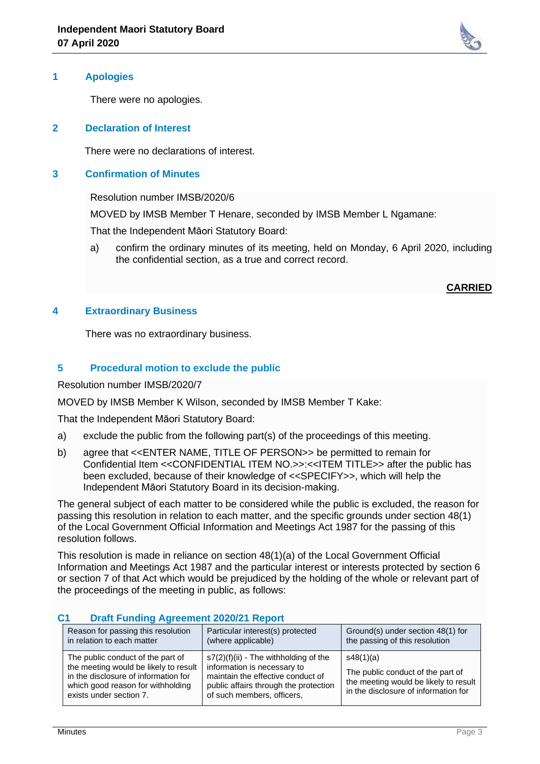## 1 Apologies

There were no apologies.

## 2 Declaration of Interest

There were no declarations of interest.

## 3 Confirmation of Minutes

Resolution number IMSB/2020/6

MOVED by IMSB Member T Henare, seconded by IMSB Member L Ngamane:

That the Independent Māori Statutory Board:

a) confirm the ordinary minutes of its meeting, held on Monday, 6 April 2020, including the confidential section, as a true and correct record.

**CARRIED**

## 4 Extraordinary Business

There was no extraordinary business.

## 5 Procedural motion to exclude the public

Resolution number IMSB/2020/7

MOVED by IMSB Member K Wilson, seconded by IMSB Member T Kake:

That the Independent Māori Statutory Board:

a) exclude the public from the following part(s) of the proceedings of this meeting.

b) agree that <<ENTER NAME, TITLE OF PERSON>> be permitted to remain for Confidential Item <<CONFIDENTIAL ITEM NO.>>:<<ITEM TITLE>> after the public has been excluded, because of their knowledge of <<SPECIFY>>, which will help the Independent Māori Statutory Board in its decision-making.

The general subject of each matter to be considered while the public is excluded, the reason for passing this resolution in relation to each matter, and the specific grounds under section 48(1) of the Local Government Official Information and Meetings Act 1987 for the passing of this resolution follows.

This resolution is made in reliance on section 48(1)(a) of the Local Government Official Information and Meetings Act 1987 and the particular interest or interests protected by section 6 or section 7 of that Act which would be prejudiced by the holding of the whole or relevant part of the proceedings of the meeting in public, as follows:

### C1 Draft Funding Agreement 2020/21 Report

| Reason for passing this resolution in relation to each matter | Particular interest(s) protected (where applicable) | Ground(s) under section 48(1) for the passing of this resolution |
|---|---|---|
| The public conduct of the part of the meeting would be likely to result in the disclosure of information for which good reason for withholding exists under section 7. | s7(2)(f)(ii) - The withholding of the information is necessary to maintain the effective conduct of public affairs through the protection of such members, officers, | s48(1)(a)<br><br>The public conduct of the part of the meeting would be likely to result in the disclosure of information for |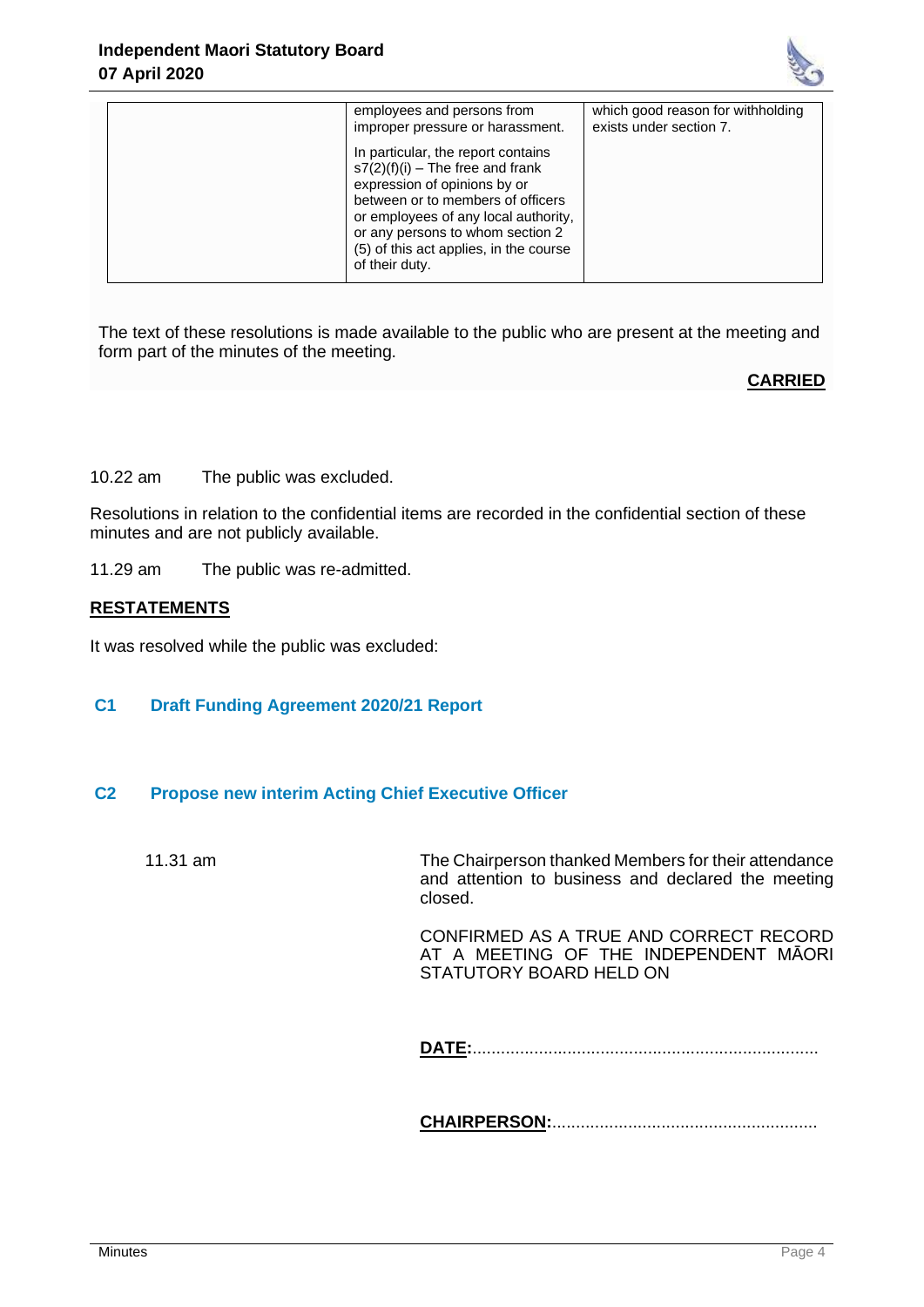| | | |
|---|---|---|
| | employees and persons from improper pressure or harassment.<br><br>In particular, the report contains s7(2)(f)(i) – The free and frank expression of opinions by or between or to members of officers or employees of any local authority, or any persons to whom section 2 (5) of this act applies, in the course of their duty. | which good reason for withholding exists under section 7. |

The text of these resolutions is made available to the public who are present at the meeting and form part of the minutes of the meeting.

**CARRIED**

10.22 am The public was excluded.

Resolutions in relation to the confidential items are recorded in the confidential section of these minutes and are not publicly available.

11.29 am The public was re-admitted.

**RESTATEMENTS**

It was resolved while the public was excluded:

### C1 Draft Funding Agreement 2020/21 Report

### C2 Propose new interim Acting Chief Executive Officer

11.31 am The Chairperson thanked Members for their attendance and attention to business and declared the meeting closed.

CONFIRMED AS A TRUE AND CORRECT RECORD AT A MEETING OF THE INDEPENDENT MĀORI STATUTORY BOARD HELD ON

**DATE:**.........................................................................

**CHAIRPERSON:**........................................................